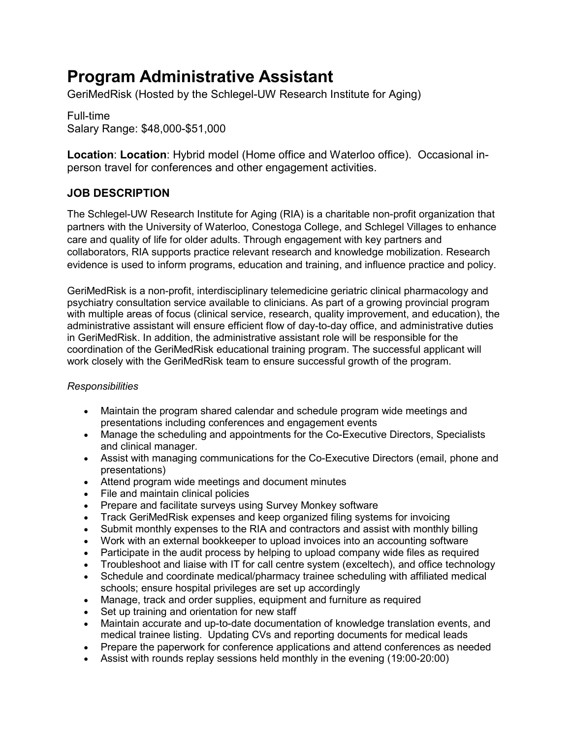# Program Administrative Assistant

GeriMedRisk (Hosted by the Schlegel-UW Research Institute for Aging)

Full-time
Salary Range: $48,000-$51,000

**Location**: **Location**: Hybrid model (Home office and Waterloo office). Occasional in-person travel for conferences and other engagement activities.

## JOB DESCRIPTION

The Schlegel-UW Research Institute for Aging (RIA) is a charitable non-profit organization that partners with the University of Waterloo, Conestoga College, and Schlegel Villages to enhance care and quality of life for older adults. Through engagement with key partners and collaborators, RIA supports practice relevant research and knowledge mobilization. Research evidence is used to inform programs, education and training, and influence practice and policy.

GeriMedRisk is a non-profit, interdisciplinary telemedicine geriatric clinical pharmacology and psychiatry consultation service available to clinicians. As part of a growing provincial program with multiple areas of focus (clinical service, research, quality improvement, and education), the administrative assistant will ensure efficient flow of day-to-day office, and administrative duties in GeriMedRisk. In addition, the administrative assistant role will be responsible for the coordination of the GeriMedRisk educational training program. The successful applicant will work closely with the GeriMedRisk team to ensure successful growth of the program.

*Responsibilities*

- Maintain the program shared calendar and schedule program wide meetings and presentations including conferences and engagement events
- Manage the scheduling and appointments for the Co-Executive Directors, Specialists and clinical manager.
- Assist with managing communications for the Co-Executive Directors (email, phone and presentations)
- Attend program wide meetings and document minutes
- File and maintain clinical policies
- Prepare and facilitate surveys using Survey Monkey software
- Track GeriMedRisk expenses and keep organized filing systems for invoicing
- Submit monthly expenses to the RIA and contractors and assist with monthly billing
- Work with an external bookkeeper to upload invoices into an accounting software
- Participate in the audit process by helping to upload company wide files as required
- Troubleshoot and liaise with IT for call centre system (exceltech), and office technology
- Schedule and coordinate medical/pharmacy trainee scheduling with affiliated medical schools; ensure hospital privileges are set up accordingly
- Manage, track and order supplies, equipment and furniture as required
- Set up training and orientation for new staff
- Maintain accurate and up-to-date documentation of knowledge translation events, and medical trainee listing. Updating CVs and reporting documents for medical leads
- Prepare the paperwork for conference applications and attend conferences as needed
- Assist with rounds replay sessions held monthly in the evening (19:00-20:00)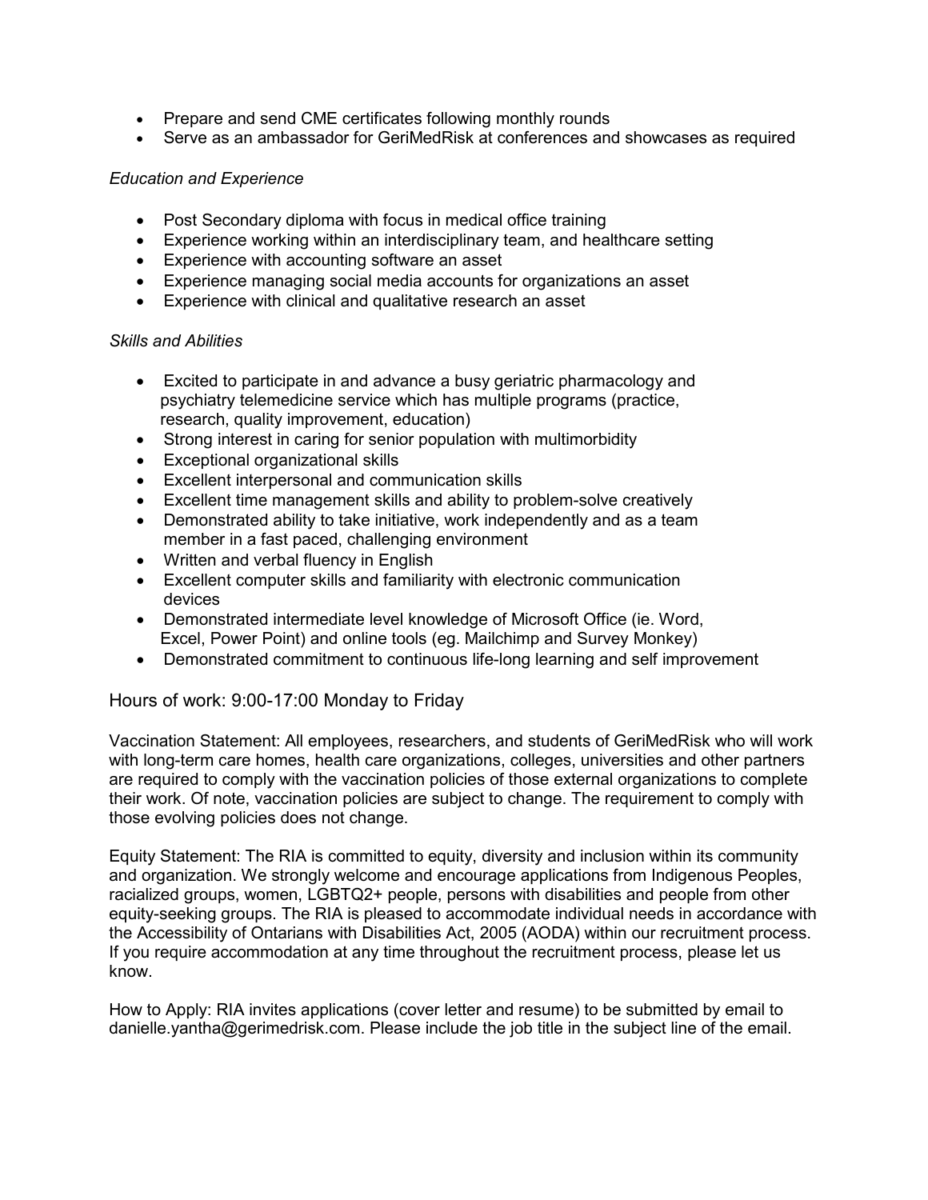- Prepare and send CME certificates following monthly rounds
- Serve as an ambassador for GeriMedRisk at conferences and showcases as required

*Education and Experience*

- Post Secondary diploma with focus in medical office training
- Experience working within an interdisciplinary team, and healthcare setting
- Experience with accounting software an asset
- Experience managing social media accounts for organizations an asset
- Experience with clinical and qualitative research an asset

*Skills and Abilities*

- Excited to participate in and advance a busy geriatric pharmacology and psychiatry telemedicine service which has multiple programs (practice, research, quality improvement, education)
- Strong interest in caring for senior population with multimorbidity
- Exceptional organizational skills
- Excellent interpersonal and communication skills
- Excellent time management skills and ability to problem-solve creatively
- Demonstrated ability to take initiative, work independently and as a team member in a fast paced, challenging environment
- Written and verbal fluency in English
- Excellent computer skills and familiarity with electronic communication devices
- Demonstrated intermediate level knowledge of Microsoft Office (ie. Word, Excel, Power Point) and online tools (eg. Mailchimp and Survey Monkey)
- Demonstrated commitment to continuous life-long learning and self improvement

Hours of work: 9:00-17:00 Monday to Friday

Vaccination Statement: All employees, researchers, and students of GeriMedRisk who will work with long-term care homes, health care organizations, colleges, universities and other partners are required to comply with the vaccination policies of those external organizations to complete their work. Of note, vaccination policies are subject to change. The requirement to comply with those evolving policies does not change.

Equity Statement: The RIA is committed to equity, diversity and inclusion within its community and organization. We strongly welcome and encourage applications from Indigenous Peoples, racialized groups, women, LGBTQ2+ people, persons with disabilities and people from other equity-seeking groups. The RIA is pleased to accommodate individual needs in accordance with the Accessibility of Ontarians with Disabilities Act, 2005 (AODA) within our recruitment process. If you require accommodation at any time throughout the recruitment process, please let us know.

How to Apply: RIA invites applications (cover letter and resume) to be submitted by email to danielle.yantha@gerimedrisk.com. Please include the job title in the subject line of the email.